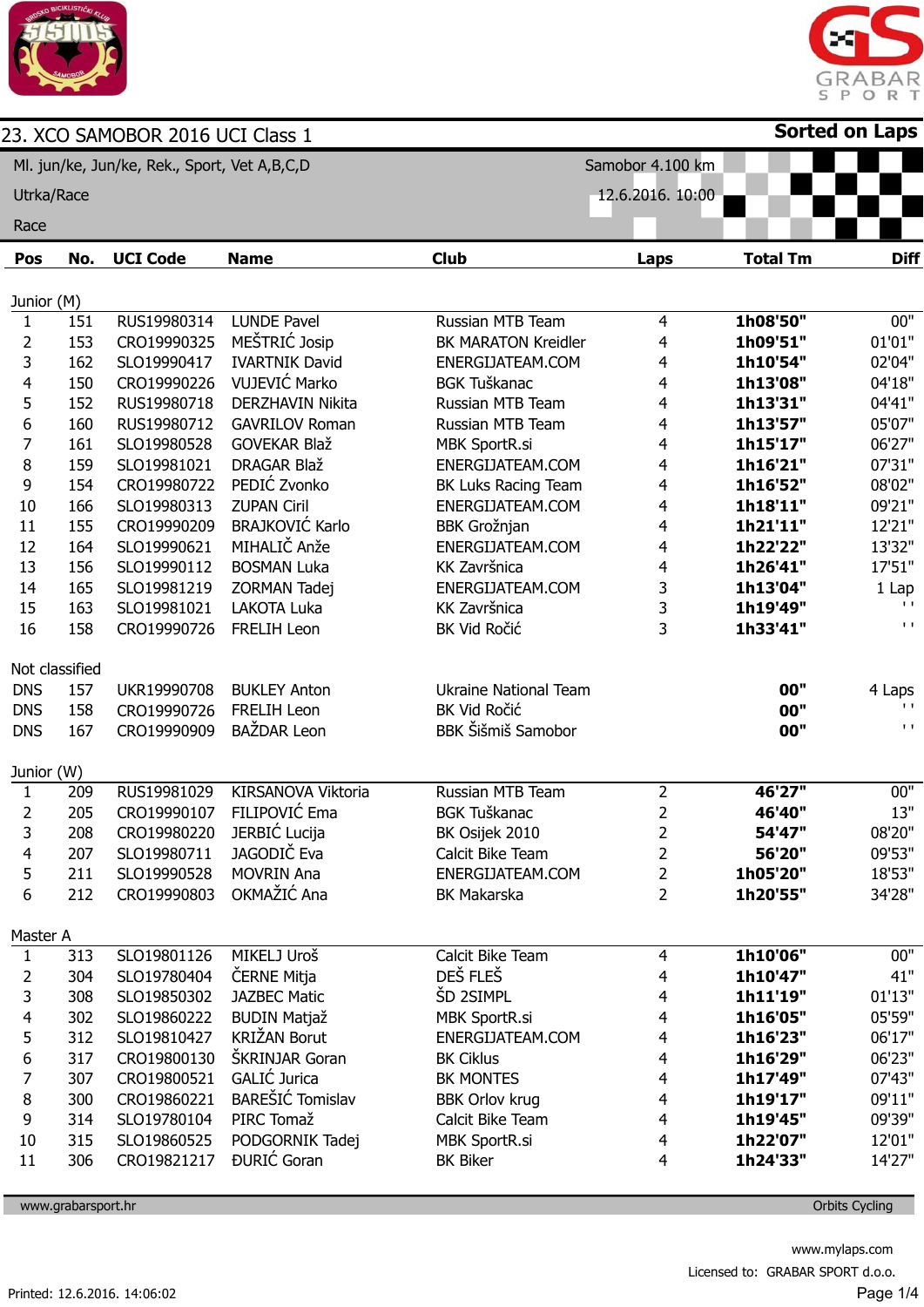# 23. XCO SAMOBOR 2016 UCI Class 1

**Sorted on Laps**

Ml. jun/ke, Jun/ke, Rek., Sport, Vet A,B,C,D

Samobor 4.100 km

Utrka/Race

12.6.2016. 10:00

Race

| Pos | No. | UCI Code | Name | Club | Laps | Total Tm | Diff |
|---|---|---|---|---|---|---|---|
| **Junior (M)** | | | | | | | |
| 1 | 151 | RUS19980314 | LUNDE Pavel | Russian MTB Team | 4 | **1h08'50"** | 00" |
| 2 | 153 | CRO19990325 | MEŠTRIĆ Josip | BK MARATON Kreidler | 4 | **1h09'51"** | 01'01" |
| 3 | 162 | SLO19990417 | IVARTNIK David | ENERGIJATEAM.COM | 4 | **1h10'54"** | 02'04" |
| 4 | 150 | CRO19990226 | VUJEVIĆ Marko | BGK Tuškanac | 4 | **1h13'08"** | 04'18" |
| 5 | 152 | RUS19980718 | DERZHAVIN Nikita | Russian MTB Team | 4 | **1h13'31"** | 04'41" |
| 6 | 160 | RUS19980712 | GAVRILOV Roman | Russian MTB Team | 4 | **1h13'57"** | 05'07" |
| 7 | 161 | SLO19980528 | GOVEKAR Blaž | MBK SportR.si | 4 | **1h15'17"** | 06'27" |
| 8 | 159 | SLO19981021 | DRAGAR Blaž | ENERGIJATEAM.COM | 4 | **1h16'21"** | 07'31" |
| 9 | 154 | CRO19980722 | PEDIĆ Zvonko | BK Luks Racing Team | 4 | **1h16'52"** | 08'02" |
| 10 | 166 | SLO19980313 | ZUPAN Ciril | ENERGIJATEAM.COM | 4 | **1h18'11"** | 09'21" |
| 11 | 155 | CRO19990209 | BRAJKOVIĆ Karlo | BBK Grožnjan | 4 | **1h21'11"** | 12'21" |
| 12 | 164 | SLO19990621 | MIHALIČ Anže | ENERGIJATEAM.COM | 4 | **1h22'22"** | 13'32" |
| 13 | 156 | SLO19990112 | BOSMAN Luka | KK Završnica | 4 | **1h26'41"** | 17'51" |
| 14 | 165 | SLO19981219 | ZORMAN Tadej | ENERGIJATEAM.COM | 3 | **1h13'04"** | 1 Lap |
| 15 | 163 | SLO19981021 | LAKOTA Luka | KK Završnica | 3 | **1h19'49"** | ' ' |
| 16 | 158 | CRO19990726 | FRELIH Leon | BK Vid Ročić | 3 | **1h33'41"** | ' ' |
| **Not classified** | | | | | | | |
| DNS | 157 | UKR19990708 | BUKLEY Anton | Ukraine National Team | | **00"** | 4 Laps |
| DNS | 158 | CRO19990726 | FRELIH Leon | BK Vid Ročić | | **00"** | ' ' |
| DNS | 167 | CRO19990909 | BAŽDAR Leon | BBK Šišmiš Samobor | | **00"** | ' ' |
| **Junior (W)** | | | | | | | |
| 1 | 209 | RUS19981029 | KIRSANOVA Viktoria | Russian MTB Team | 2 | **46'27"** | 00" |
| 2 | 205 | CRO19990107 | FILIPOVIĆ Ema | BGK Tuškanac | 2 | **46'40"** | 13" |
| 3 | 208 | CRO19980220 | JERBIĆ Lucija | BK Osijek 2010 | 2 | **54'47"** | 08'20" |
| 4 | 207 | SLO19980711 | JAGODIČ Eva | Calcit Bike Team | 2 | **56'20"** | 09'53" |
| 5 | 211 | SLO19990528 | MOVRIN Ana | ENERGIJATEAM.COM | 2 | **1h05'20"** | 18'53" |
| 6 | 212 | CRO19990803 | OKMAŽIĆ Ana | BK Makarska | 2 | **1h20'55"** | 34'28" |
| **Master A** | | | | | | | |
| 1 | 313 | SLO19801126 | MIKELJ Uroš | Calcit Bike Team | 4 | **1h10'06"** | 00" |
| 2 | 304 | SLO19780404 | ČERNE Mitja | DEŠ FLEŠ | 4 | **1h10'47"** | 41" |
| 3 | 308 | SLO19850302 | JAZBEC Matic | ŠD 2SIMPL | 4 | **1h11'19"** | 01'13" |
| 4 | 302 | SLO19860222 | BUDIN Matjaž | MBK SportR.si | 4 | **1h16'05"** | 05'59" |
| 5 | 312 | SLO19810427 | KRIŽAN Borut | ENERGIJATEAM.COM | 4 | **1h16'23"** | 06'17" |
| 6 | 317 | CRO19800130 | ŠKRINJAR Goran | BK Ciklus | 4 | **1h16'29"** | 06'23" |
| 7 | 307 | CRO19800521 | GALIĆ Jurica | BK MONTES | 4 | **1h17'49"** | 07'43" |
| 8 | 300 | CRO19860221 | BAREŠIĆ Tomislav | BBK Orlov krug | 4 | **1h19'17"** | 09'11" |
| 9 | 314 | SLO19780104 | PIRC Tomaž | Calcit Bike Team | 4 | **1h19'45"** | 09'39" |
| 10 | 315 | SLO19860525 | PODGORNIK Tadej | MBK SportR.si | 4 | **1h22'07"** | 12'01" |
| 11 | 306 | CRO19821217 | ĐURIĆ Goran | BK Biker | 4 | **1h24'33"** | 14'27" |

www.grabarsport.hr — Orbits Cycling

www.mylaps.com

Licensed to: GRABAR SPORT d.o.o.

Printed: 12.6.2016. 14:06:02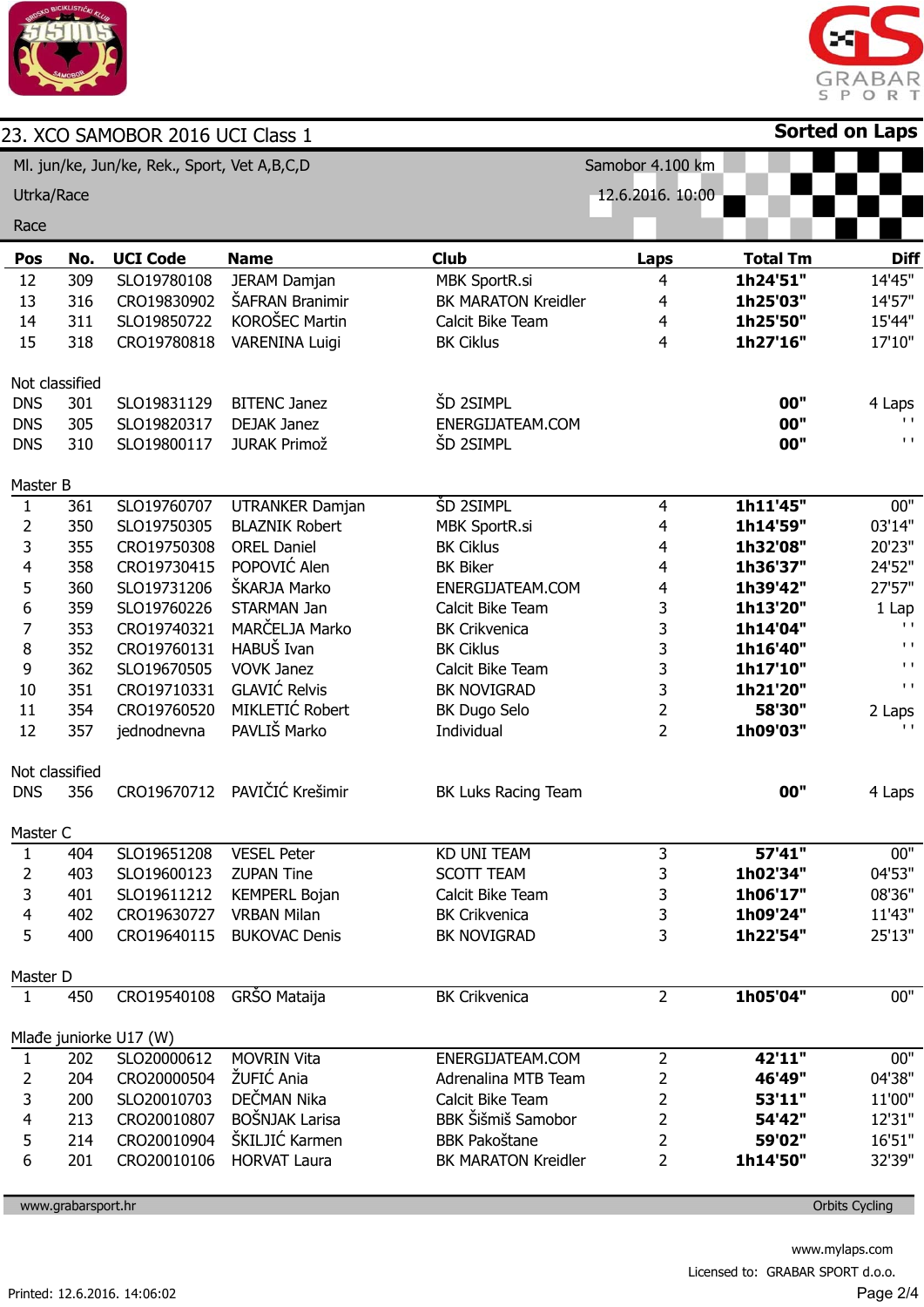# 23. XCO SAMOBOR 2016 UCI Class 1

**Sorted on Laps**

Ml. jun/ke, Jun/ke, Rek., Sport, Vet A,B,C,D — Samobor 4.100 km

Utrka/Race — 12.6.2016. 10:00

Race

| Pos | No. | UCI Code | Name | Club | Laps | Total Tm | Diff |
|---|---|---|---|---|---|---|---|
| 12 | 309 | SLO19780108 | JERAM Damjan | MBK SportR.si | 4 | **1h24'51"** | 14'45" |
| 13 | 316 | CRO19830902 | ŠAFRAN Branimir | BK MARATON Kreidler | 4 | **1h25'03"** | 14'57" |
| 14 | 311 | SLO19850722 | KOROŠEC Martin | Calcit Bike Team | 4 | **1h25'50"** | 15'44" |
| 15 | 318 | CRO19780818 | VARENINA Luigi | BK Ciklus | 4 | **1h27'16"** | 17'10" |
| **Not classified** | | | | | | | |
| DNS | 301 | SLO19831129 | BITENC Janez | ŠD 2SIMPL | | **00"** | 4 Laps |
| DNS | 305 | SLO19820317 | DEJAK Janez | ENERGIJATEAM.COM | | **00"** | ' ' |
| DNS | 310 | SLO19800117 | JURAK Primož | ŠD 2SIMPL | | **00"** | ' ' |
| **Master B** | | | | | | | |
| 1 | 361 | SLO19760707 | UTRANKER Damjan | ŠD 2SIMPL | 4 | **1h11'45"** | 00" |
| 2 | 350 | SLO19750305 | BLAZNIK Robert | MBK SportR.si | 4 | **1h14'59"** | 03'14" |
| 3 | 355 | CRO19750308 | OREL Daniel | BK Ciklus | 4 | **1h32'08"** | 20'23" |
| 4 | 358 | CRO19730415 | POPOVIĆ Alen | BK Biker | 4 | **1h36'37"** | 24'52" |
| 5 | 360 | SLO19731206 | ŠKARJA Marko | ENERGIJATEAM.COM | 4 | **1h39'42"** | 27'57" |
| 6 | 359 | SLO19760226 | STARMAN Jan | Calcit Bike Team | 3 | **1h13'20"** | 1 Lap |
| 7 | 353 | CRO19740321 | MARČELJA Marko | BK Crikvenica | 3 | **1h14'04"** | ' ' |
| 8 | 352 | CRO19760131 | HABUŠ Ivan | BK Ciklus | 3 | **1h16'40"** | ' ' |
| 9 | 362 | SLO19670505 | VOVK Janez | Calcit Bike Team | 3 | **1h17'10"** | ' ' |
| 10 | 351 | CRO19710331 | GLAVIĆ Relvis | BK NOVIGRAD | 3 | **1h21'20"** | ' ' |
| 11 | 354 | CRO19760520 | MIKLETIĆ Robert | BK Dugo Selo | 2 | **58'30"** | 2 Laps |
| 12 | 357 | jednodnevna | PAVLIŠ Marko | Individual | 2 | **1h09'03"** | ' ' |
| **Not classified** | | | | | | | |
| DNS | 356 | CRO19670712 | PAVIČIĆ Krešimir | BK Luks Racing Team | | **00"** | 4 Laps |
| **Master C** | | | | | | | |
| 1 | 404 | SLO19651208 | VESEL Peter | KD UNI TEAM | 3 | **57'41"** | 00" |
| 2 | 403 | SLO19600123 | ZUPAN Tine | SCOTT TEAM | 3 | **1h02'34"** | 04'53" |
| 3 | 401 | SLO19611212 | KEMPERL Bojan | Calcit Bike Team | 3 | **1h06'17"** | 08'36" |
| 4 | 402 | CRO19630727 | VRBAN Milan | BK Crikvenica | 3 | **1h09'24"** | 11'43" |
| 5 | 400 | CRO19640115 | BUKOVAC Denis | BK NOVIGRAD | 3 | **1h22'54"** | 25'13" |
| **Master D** | | | | | | | |
| 1 | 450 | CRO19540108 | GRŠO Mataija | BK Crikvenica | 2 | **1h05'04"** | 00" |
| **Mlađe juniorke U17 (W)** | | | | | | | |
| 1 | 202 | SLO20000612 | MOVRIN Vita | ENERGIJATEAM.COM | 2 | **42'11"** | 00" |
| 2 | 204 | CRO20000504 | ŽUFIĆ Ania | Adrenalina MTB Team | 2 | **46'49"** | 04'38" |
| 3 | 200 | SLO20010703 | DEČMAN Nika | Calcit Bike Team | 2 | **53'11"** | 11'00" |
| 4 | 213 | CRO20010807 | BOŠNJAK Larisa | BBK Šišmiš Samobor | 2 | **54'42"** | 12'31" |
| 5 | 214 | CRO20010904 | ŠKILJIĆ Karmen | BBK Pakoštane | 2 | **59'02"** | 16'51" |
| 6 | 201 | CRO20010106 | HORVAT Laura | BK MARATON Kreidler | 2 | **1h14'50"** | 32'39" |

www.grabarsport.hr — Orbits Cycling

www.mylaps.com

Licensed to: GRABAR SPORT d.o.o.

Printed: 12.6.2016. 14:06:02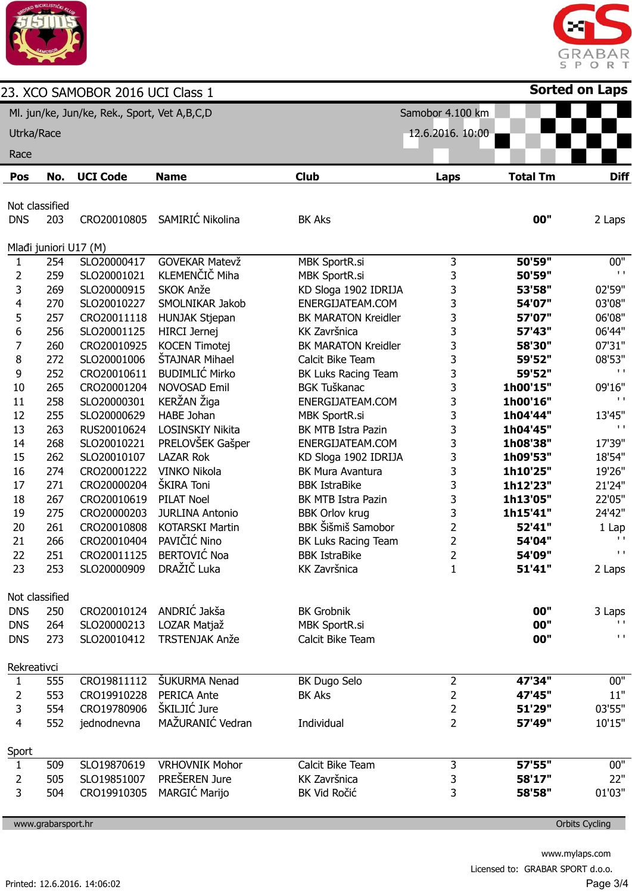# 23. XCO SAMOBOR 2016 UCI Class 1

**Sorted on Laps**

Ml. jun/ke, Jun/ke, Rek., Sport, Vet A,B,C,D — Samobor 4.100 km

Utrka/Race — 12.6.2016. 10:00

Race

| Pos | No. | UCI Code | Name | Club | Laps | Total Tm | Diff |
|---|---|---|---|---|---|---|---|
| **Not classified** | | | | | | | |
| DNS | 203 | CRO20010805 | SAMIRIĆ Nikolina | BK Aks | | **00"** | 2 Laps |
| **Mlađi juniori U17 (M)** | | | | | | | |
| 1 | 254 | SLO20000417 | GOVEKAR Matevž | MBK SportR.si | 3 | **50'59"** | 00" |
| 2 | 259 | SLO20001021 | KLEMENČIČ Miha | MBK SportR.si | 3 | **50'59"** | ' ' |
| 3 | 269 | SLO20000915 | SKOK Anže | KD Sloga 1902 IDRIJA | 3 | **53'58"** | 02'59" |
| 4 | 270 | SLO20010227 | SMOLNIKAR Jakob | ENERGIJATEAM.COM | 3 | **54'07"** | 03'08" |
| 5 | 257 | CRO20011118 | HUNJAK Stjepan | BK MARATON Kreidler | 3 | **57'07"** | 06'08" |
| 6 | 256 | SLO20001125 | HIRCI Jernej | KK Završnica | 3 | **57'43"** | 06'44" |
| 7 | 260 | CRO20010925 | KOCEN Timotej | BK MARATON Kreidler | 3 | **58'30"** | 07'31" |
| 8 | 272 | SLO20001006 | ŠTAJNAR Mihael | Calcit Bike Team | 3 | **59'52"** | 08'53" |
| 9 | 252 | CRO20010611 | BUDIMLIĆ Mirko | BK Luks Racing Team | 3 | **59'52"** | ' ' |
| 10 | 265 | CRO20001204 | NOVOSAD Emil | BGK Tuškanac | 3 | **1h00'15"** | 09'16" |
| 11 | 258 | SLO20000301 | KERŽAN Žiga | ENERGIJATEAM.COM | 3 | **1h00'16"** | ' ' |
| 12 | 255 | SLO20000629 | HABE Johan | MBK SportR.si | 3 | **1h04'44"** | 13'45" |
| 13 | 263 | RUS20010624 | LOSINSKIY Nikita | BK MTB Istra Pazin | 3 | **1h04'45"** | ' ' |
| 14 | 268 | SLO20010221 | PRELOVŠEK Gašper | ENERGIJATEAM.COM | 3 | **1h08'38"** | 17'39" |
| 15 | 262 | SLO20010107 | LAZAR Rok | KD Sloga 1902 IDRIJA | 3 | **1h09'53"** | 18'54" |
| 16 | 274 | CRO20001222 | VINKO Nikola | BK Mura Avantura | 3 | **1h10'25"** | 19'26" |
| 17 | 271 | CRO20000204 | ŠKIRA Toni | BBK IstraBike | 3 | **1h12'23"** | 21'24" |
| 18 | 267 | CRO20010619 | PILAT Noel | BK MTB Istra Pazin | 3 | **1h13'05"** | 22'05" |
| 19 | 275 | CRO20000203 | JURLINA Antonio | BBK Orlov krug | 3 | **1h15'41"** | 24'42" |
| 20 | 261 | CRO20010808 | KOTARSKI Martin | BBK Šišmiš Samobor | 2 | **52'41"** | 1 Lap |
| 21 | 266 | CRO20010404 | PAVIČIĆ Nino | BK Luks Racing Team | 2 | **54'04"** | ' ' |
| 22 | 251 | CRO20011125 | BERTOVIĆ Noa | BBK IstraBike | 2 | **54'09"** | ' ' |
| 23 | 253 | SLO20000909 | DRAŽIČ Luka | KK Završnica | 1 | **51'41"** | 2 Laps |
| **Not classified** | | | | | | | |
| DNS | 250 | CRO20010124 | ANDRIĆ Jakša | BK Grobnik | | **00"** | 3 Laps |
| DNS | 264 | SLO20000213 | LOZAR Matjaž | MBK SportR.si | | **00"** | ' ' |
| DNS | 273 | SLO20010412 | TRSTENJAK Anže | Calcit Bike Team | | **00"** | ' ' |
| **Rekreativci** | | | | | | | |
| 1 | 555 | CRO19811112 | ŠUKURMA Nenad | BK Dugo Selo | 2 | **47'34"** | 00" |
| 2 | 553 | CRO19910228 | PERICA Ante | BK Aks | 2 | **47'45"** | 11" |
| 3 | 554 | CRO19780906 | ŠKILJIĆ Jure | | 2 | **51'29"** | 03'55" |
| 4 | 552 | jednodnevna | MAŽURANIĆ Vedran | Individual | 2 | **57'49"** | 10'15" |
| **Sport** | | | | | | | |
| 1 | 509 | SLO19870619 | VRHOVNIK Mohor | Calcit Bike Team | 3 | **57'55"** | 00" |
| 2 | 505 | SLO19851007 | PREŠEREN Jure | KK Završnica | 3 | **58'17"** | 22" |
| 3 | 504 | CRO19910305 | MARGIĆ Marijo | BK Vid Ročić | 3 | **58'58"** | 01'03" |

www.grabarsport.hr — Orbits Cycling

www.mylaps.com

Licensed to: GRABAR SPORT d.o.o.

Printed: 12.6.2016. 14:06:02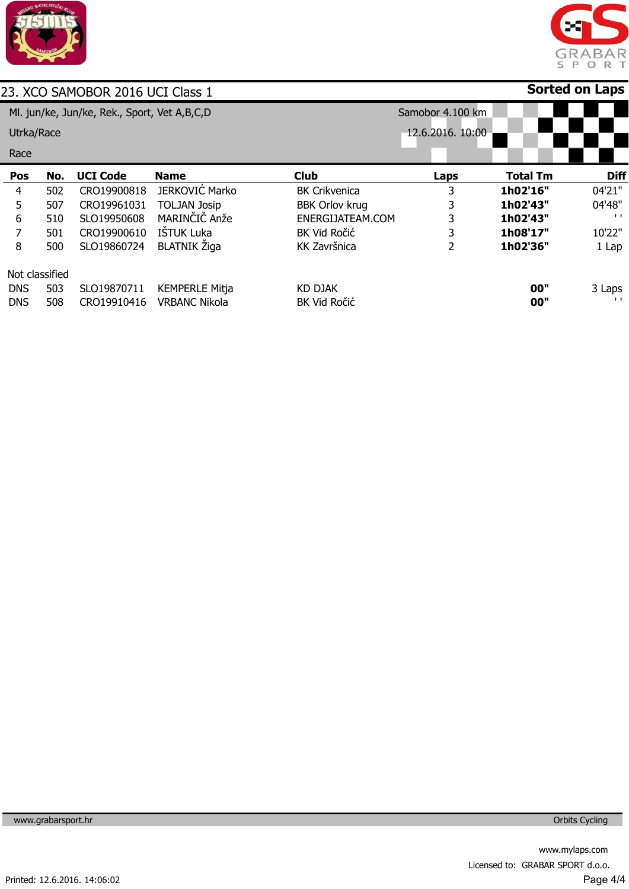## 23. XCO SAMOBOR 2016 UCI Class 1

**Sorted on Laps**

Ml. jun/ke, Jun/ke, Rek., Sport, Vet A,B,C,D

Utrka/Race

Race

Samobor 4.100 km

12.6.2016. 10:00

| Pos | No. | UCI Code | Name | Club | Laps | Total Tm | Diff |
|---|---|---|---|---|---|---|---|
| 4 | 502 | CRO19900818 | JERKOVIĆ Marko | BK Crikvenica | 3 | **1h02'16"** | 04'21" |
| 5 | 507 | CRO19961031 | TOLJAN Josip | BBK Orlov krug | 3 | **1h02'43"** | 04'48" |
| 6 | 510 | SLO19950608 | MARINČIČ Anže | ENERGIJATEAM.COM | 3 | **1h02'43"** | ' ' |
| 7 | 501 | CRO19900610 | IŠTUK Luka | BK Vid Ročić | 3 | **1h08'17"** | 10'22" |
| 8 | 500 | SLO19860724 | BLATNIK Žiga | KK Završnica | 2 | **1h02'36"** | 1 Lap |

Not classified

| Pos | No. | UCI Code | Name | Club | Laps | Total Tm | Diff |
|---|---|---|---|---|---|---|---|
| DNS | 503 | SLO19870711 | KEMPERLE Mitja | KD DJAK | | **00"** | 3 Laps |
| DNS | 508 | CRO19910416 | VRBANC Nikola | BK Vid Ročić | | **00"** | ' ' |

www.grabarsport.hr

Orbits Cycling

www.mylaps.com

Licensed to: GRABAR SPORT d.o.o.

Printed: 12.6.2016. 14:06:02